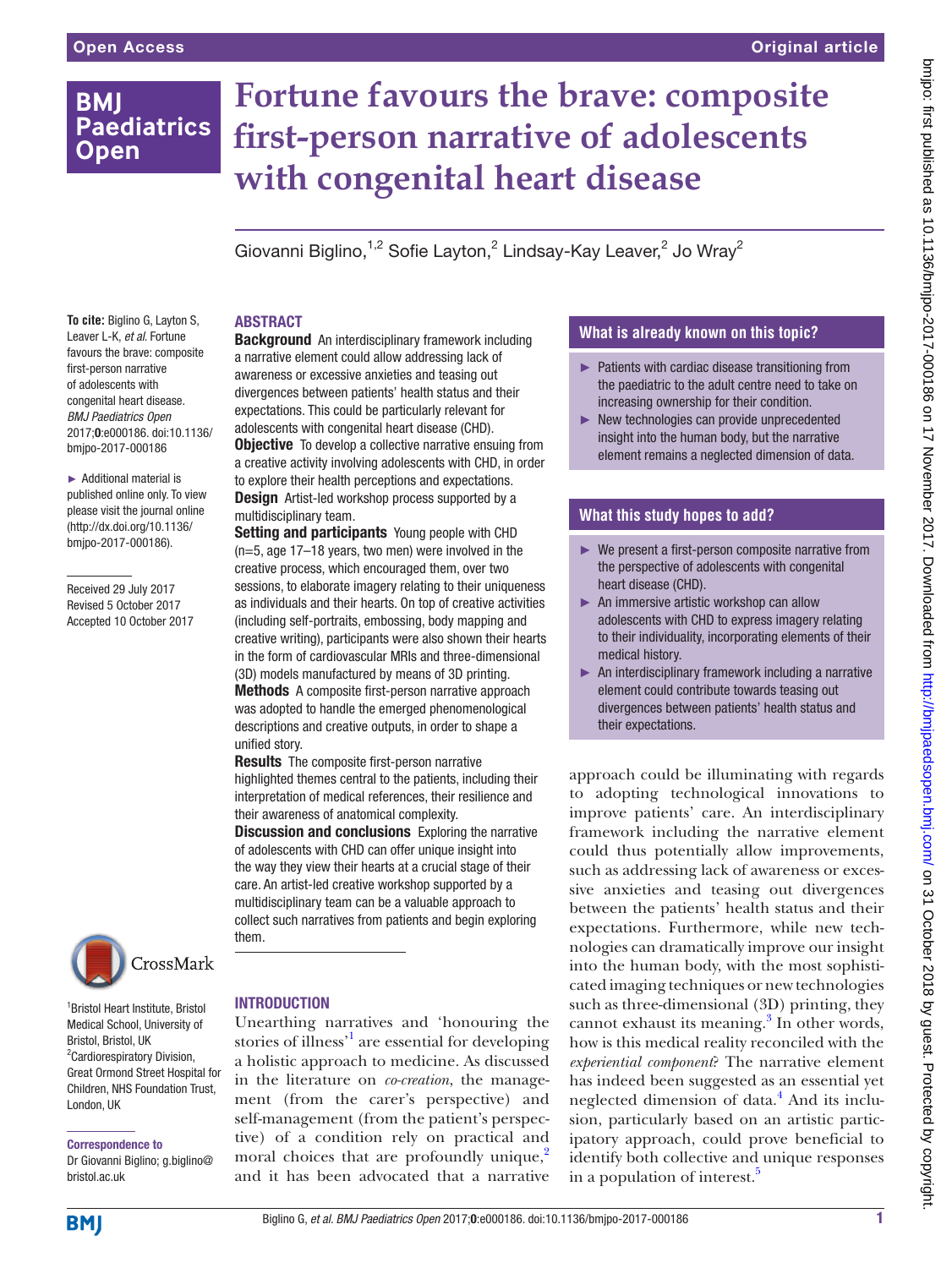# Fortune favours the brave: composite first-person narrative of adolescents with congenital heart disease

Giovanni Biglino,[1,2] Sofie Layton,[2] Lindsay-Kay Leaver,[2] Jo Wray[2]

**To cite:** Biglino G, Layton S, Leaver L-K, *et al*. Fortune favours the brave: composite first-person narrative of adolescents with congenital heart disease. *BMJ Paediatrics Open* 2017;**0**:e000186. doi:10.1136/bmjpo-2017-000186

► Additional material is published online only. To view please visit the journal online (http://dx.doi.org/10.1136/bmjpo-2017-000186).

Received 29 July 2017
Revised 5 October 2017
Accepted 10 October 2017

[1]Bristol Heart Institute, Bristol Medical School, University of Bristol, Bristol, UK
[2]Cardiorespiratory Division, Great Ormond Street Hospital for Children, NHS Foundation Trust, London, UK

**Correspondence to**
Dr Giovanni Biglino; g.biglino@bristol.ac.uk

## ABSTRACT

**Background** An interdisciplinary framework including a narrative element could allow addressing lack of awareness or excessive anxieties and teasing out divergences between patients' health status and their expectations. This could be particularly relevant for adolescents with congenital heart disease (CHD).

**Objective** To develop a collective narrative ensuing from a creative activity involving adolescents with CHD, in order to explore their health perceptions and expectations.

**Design** Artist-led workshop process supported by a multidisciplinary team.

**Setting and participants** Young people with CHD (n=5, age 17–18 years, two men) were involved in the creative process, which encouraged them, over two sessions, to elaborate imagery relating to their uniqueness as individuals and their hearts. On top of creative activities (including self-portraits, embossing, body mapping and creative writing), participants were also shown their hearts in the form of cardiovascular MRIs and three-dimensional (3D) models manufactured by means of 3D printing.

**Methods** A composite first-person narrative approach was adopted to handle the emerged phenomenological descriptions and creative outputs, in order to shape a unified story.

**Results** The composite first-person narrative highlighted themes central to the patients, including their interpretation of medical references, their resilience and their awareness of anatomical complexity.

**Discussion and conclusions** Exploring the narrative of adolescents with CHD can offer unique insight into the way they view their hearts at a crucial stage of their care. An artist-led creative workshop supported by a multidisciplinary team can be a valuable approach to collect such narratives from patients and begin exploring them.

### What is already known on this topic?

- Patients with cardiac disease transitioning from the paediatric to the adult centre need to take on increasing ownership for their condition.
- New technologies can provide unprecedented insight into the human body, but the narrative element remains a neglected dimension of data.

### What this study hopes to add?

- We present a first-person composite narrative from the perspective of adolescents with congenital heart disease (CHD).
- An immersive artistic workshop can allow adolescents with CHD to express imagery relating to their individuality, incorporating elements of their medical history.
- An interdisciplinary framework including a narrative element could contribute towards teasing out divergences between patients' health status and their expectations.

## INTRODUCTION

Unearthing narratives and 'honouring the stories of illness'[1] are essential for developing a holistic approach to medicine. As discussed in the literature on *co-creation*, the management (from the carer's perspective) and self-management (from the patient's perspective) of a condition rely on practical and moral choices that are profoundly unique,[2] and it has been advocated that a narrative approach could be illuminating with regards to adopting technological innovations to improve patients' care. An interdisciplinary framework including the narrative element could thus potentially allow improvements, such as addressing lack of awareness or excessive anxieties and teasing out divergences between the patients' health status and their expectations. Furthermore, while new technologies can dramatically improve our insight into the human body, with the most sophisticated imaging techniques or new technologies such as three-dimensional (3D) printing, they cannot exhaust its meaning.[3] In other words, how is this medical reality reconciled with the *experiential component*? The narrative element has indeed been suggested as an essential yet neglected dimension of data.[4] And its inclusion, particularly based on an artistic participatory approach, could prove beneficial to identify both collective and unique responses in a population of interest.[5]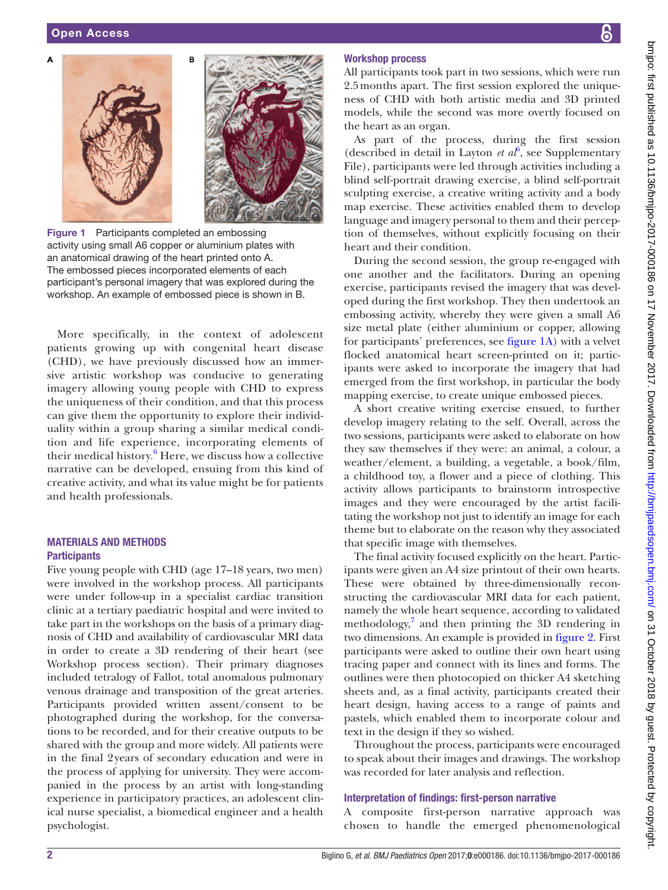Figure 1 Participants completed an embossing activity using small A6 copper or aluminium plates with an anatomical drawing of the heart printed onto A. The embossed pieces incorporated elements of each participant's personal imagery that was explored during the workshop. An example of embossed piece is shown in B.

More specifically, in the context of adolescent patients growing up with congenital heart disease (CHD), we have previously discussed how an immersive artistic workshop was conducive to generating imagery allowing young people with CHD to express the uniqueness of their condition, and that this process can give them the opportunity to explore their individuality within a group sharing a similar medical condition and life experience, incorporating elements of their medical history.[6] Here, we discuss how a collective narrative can be developed, ensuing from this kind of creative activity, and what its value might be for patients and health professionals.

## MATERIALS AND METHODS

### Participants

Five young people with CHD (age 17–18 years, two men) were involved in the workshop process. All participants were under follow-up in a specialist cardiac transition clinic at a tertiary paediatric hospital and were invited to take part in the workshops on the basis of a primary diagnosis of CHD and availability of cardiovascular MRI data in order to create a 3D rendering of their heart (see Workshop process section). Their primary diagnoses included tetralogy of Fallot, total anomalous pulmonary venous drainage and transposition of the great arteries. Participants provided written assent/consent to be photographed during the workshop, for the conversations to be recorded, and for their creative outputs to be shared with the group and more widely. All patients were in the final 2 years of secondary education and were in the process of applying for university. They were accompanied in the process by an artist with long-standing experience in participatory practices, an adolescent clinical nurse specialist, a biomedical engineer and a health psychologist.

### Workshop process

All participants took part in two sessions, which were run 2.5 months apart. The first session explored the uniqueness of CHD with both artistic media and 3D printed models, while the second was more overtly focused on the heart as an organ.

As part of the process, during the first session (described in detail in Layton *et al*[6], see Supplementary File), participants were led through activities including a blind self-portrait drawing exercise, a blind self-portrait sculpting exercise, a creative writing activity and a body map exercise. These activities enabled them to develop language and imagery personal to them and their perception of themselves, without explicitly focusing on their heart and their condition.

During the second session, the group re-engaged with one another and the facilitators. During an opening exercise, participants revised the imagery that was developed during the first workshop. They then undertook an embossing activity, whereby they were given a small A6 size metal plate (either aluminium or copper, allowing for participants' preferences, see figure 1A) with a velvet flocked anatomical heart screen-printed on it; participants were asked to incorporate the imagery that had emerged from the first workshop, in particular the body mapping exercise, to create unique embossed pieces.

A short creative writing exercise ensued, to further develop imagery relating to the self. Overall, across the two sessions, participants were asked to elaborate on how they saw themselves if they were: an animal, a colour, a weather/element, a building, a vegetable, a book/film, a childhood toy, a flower and a piece of clothing. This activity allows participants to brainstorm introspective images and they were encouraged by the artist facilitating the workshop not just to identify an image for each theme but to elaborate on the reason why they associated that specific image with themselves.

The final activity focused explicitly on the heart. Participants were given an A4 size printout of their own hearts. These were obtained by three-dimensionally reconstructing the cardiovascular MRI data for each patient, namely the whole heart sequence, according to validated methodology,[7] and then printing the 3D rendering in two dimensions. An example is provided in figure 2. First participants were asked to outline their own heart using tracing paper and connect with its lines and forms. The outlines were then photocopied on thicker A4 sketching sheets and, as a final activity, participants created their heart design, having access to a range of paints and pastels, which enabled them to incorporate colour and text in the design if they so wished.

Throughout the process, participants were encouraged to speak about their images and drawings. The workshop was recorded for later analysis and reflection.

### Interpretation of findings: first-person narrative

A composite first-person narrative approach was chosen to handle the emerged phenomenological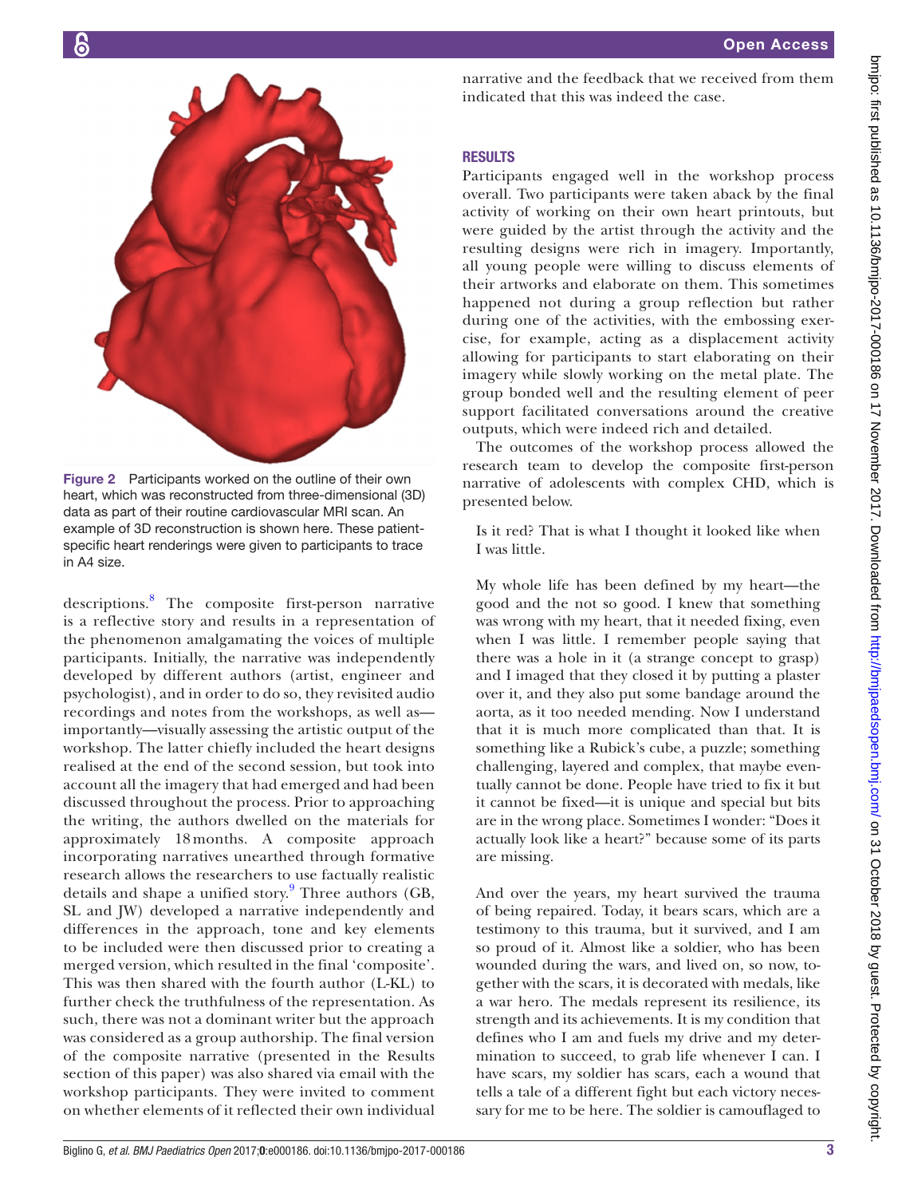Figure 2 Participants worked on the outline of their own heart, which was reconstructed from three-dimensional (3D) data as part of their routine cardiovascular MRI scan. An example of 3D reconstruction is shown here. These patient-specific heart renderings were given to participants to trace in A4 size.

descriptions.[8] The composite first-person narrative is a reflective story and results in a representation of the phenomenon amalgamating the voices of multiple participants. Initially, the narrative was independently developed by different authors (artist, engineer and psychologist), and in order to do so, they revisited audio recordings and notes from the workshops, as well as—importantly—visually assessing the artistic output of the workshop. The latter chiefly included the heart designs realised at the end of the second session, but took into account all the imagery that had emerged and had been discussed throughout the process. Prior to approaching the writing, the authors dwelled on the materials for approximately 18 months. A composite approach incorporating narratives unearthed through formative research allows the researchers to use factually realistic details and shape a unified story.[9] Three authors (GB, SL and JW) developed a narrative independently and differences in the approach, tone and key elements to be included were then discussed prior to creating a merged version, which resulted in the final 'composite'. This was then shared with the fourth author (L-KL) to further check the truthfulness of the representation. As such, there was not a dominant writer but the approach was considered as a group authorship. The final version of the composite narrative (presented in the Results section of this paper) was also shared via email with the workshop participants. They were invited to comment on whether elements of it reflected their own individual narrative and the feedback that we received from them indicated that this was indeed the case.

## RESULTS

Participants engaged well in the workshop process overall. Two participants were taken aback by the final activity of working on their own heart printouts, but were guided by the artist through the activity and the resulting designs were rich in imagery. Importantly, all young people were willing to discuss elements of their artworks and elaborate on them. This sometimes happened not during a group reflection but rather during one of the activities, with the embossing exercise, for example, acting as a displacement activity allowing for participants to start elaborating on their imagery while slowly working on the metal plate. The group bonded well and the resulting element of peer support facilitated conversations around the creative outputs, which were indeed rich and detailed.

The outcomes of the workshop process allowed the research team to develop the composite first-person narrative of adolescents with complex CHD, which is presented below.

> Is it red? That is what I thought it looked like when I was little.
>
> My whole life has been defined by my heart—the good and the not so good. I knew that something was wrong with my heart, that it needed fixing, even when I was little. I remember people saying that there was a hole in it (a strange concept to grasp) and I imaged that they closed it by putting a plaster over it, and they also put some bandage around the aorta, as it too needed mending. Now I understand that it is much more complicated than that. It is something like a Rubick's cube, a puzzle; something challenging, layered and complex, that maybe eventually cannot be done. People have tried to fix it but it cannot be fixed—it is unique and special but bits are in the wrong place. Sometimes I wonder: "Does it actually look like a heart?" because some of its parts are missing.
>
> And over the years, my heart survived the trauma of being repaired. Today, it bears scars, which are a testimony to this trauma, but it survived, and I am so proud of it. Almost like a soldier, who has been wounded during the wars, and lived on, so now, together with the scars, it is decorated with medals, like a war hero. The medals represent its resilience, its strength and its achievements. It is my condition that defines who I am and fuels my drive and my determination to succeed, to grab life whenever I can. I have scars, my soldier has scars, each a wound that tells a tale of a different fight but each victory necessary for me to be here. The soldier is camouflaged to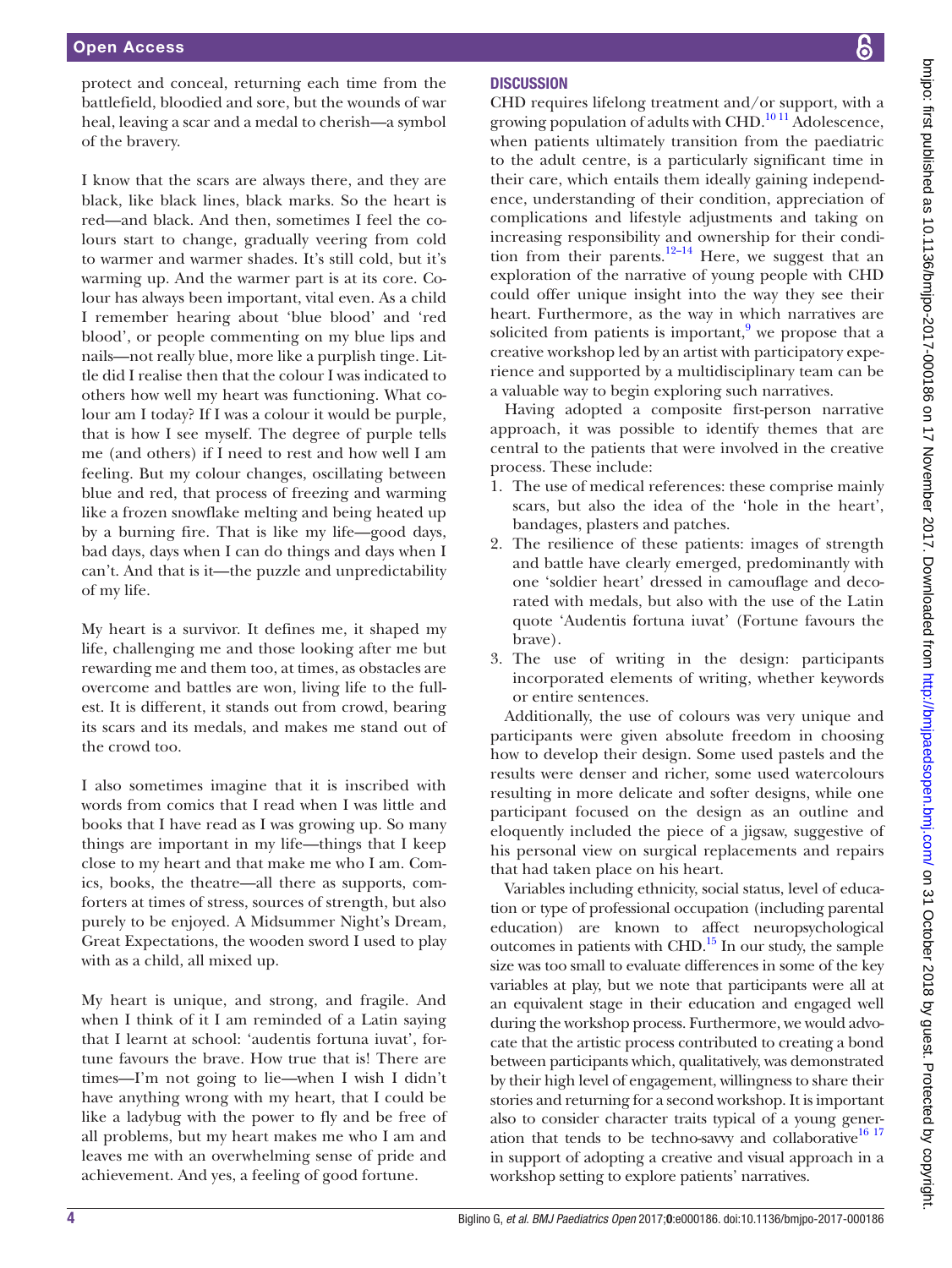protect and conceal, returning each time from the battlefield, bloodied and sore, but the wounds of war heal, leaving a scar and a medal to cherish—a symbol of the bravery.

I know that the scars are always there, and they are black, like black lines, black marks. So the heart is red—and black. And then, sometimes I feel the colours start to change, gradually veering from cold to warmer and warmer shades. It's still cold, but it's warming up. And the warmer part is at its core. Colour has always been important, vital even. As a child I remember hearing about 'blue blood' and 'red blood', or people commenting on my blue lips and nails—not really blue, more like a purplish tinge. Little did I realise then that the colour I was indicated to others how well my heart was functioning. What colour am I today? If I was a colour it would be purple, that is how I see myself. The degree of purple tells me (and others) if I need to rest and how well I am feeling. But my colour changes, oscillating between blue and red, that process of freezing and warming like a frozen snowflake melting and being heated up by a burning fire. That is like my life—good days, bad days, days when I can do things and days when I can't. And that is it—the puzzle and unpredictability of my life.

My heart is a survivor. It defines me, it shaped my life, challenging me and those looking after me but rewarding me and them too, at times, as obstacles are overcome and battles are won, living life to the fullest. It is different, it stands out from crowd, bearing its scars and its medals, and makes me stand out of the crowd too.

I also sometimes imagine that it is inscribed with words from comics that I read when I was little and books that I have read as I was growing up. So many things are important in my life—things that I keep close to my heart and that make me who I am. Comics, books, the theatre—all there as supports, comforters at times of stress, sources of strength, but also purely to be enjoyed. A Midsummer Night's Dream, Great Expectations, the wooden sword I used to play with as a child, all mixed up.

My heart is unique, and strong, and fragile. And when I think of it I am reminded of a Latin saying that I learnt at school: 'audentis fortuna iuvat', fortune favours the brave. How true that is! There are times—I'm not going to lie—when I wish I didn't have anything wrong with my heart, that I could be like a ladybug with the power to fly and be free of all problems, but my heart makes me who I am and leaves me with an overwhelming sense of pride and achievement. And yes, a feeling of good fortune.

## Discussion

CHD requires lifelong treatment and/or support, with a growing population of adults with CHD.[10 11] Adolescence, when patients ultimately transition from the paediatric to the adult centre, is a particularly significant time in their care, which entails them ideally gaining independence, understanding of their condition, appreciation of complications and lifestyle adjustments and taking on increasing responsibility and ownership for their condition from their parents.[12–14] Here, we suggest that an exploration of the narrative of young people with CHD could offer unique insight into the way they see their heart. Furthermore, as the way in which narratives are solicited from patients is important,[9] we propose that a creative workshop led by an artist with participatory experience and supported by a multidisciplinary team can be a valuable way to begin exploring such narratives.

Having adopted a composite first-person narrative approach, it was possible to identify themes that are central to the patients that were involved in the creative process. These include:

1. The use of medical references: these comprise mainly scars, but also the idea of the 'hole in the heart', bandages, plasters and patches.
2. The resilience of these patients: images of strength and battle have clearly emerged, predominantly with one 'soldier heart' dressed in camouflage and decorated with medals, but also with the use of the Latin quote 'Audentis fortuna iuvat' (Fortune favours the brave).
3. The use of writing in the design: participants incorporated elements of writing, whether keywords or entire sentences.

Additionally, the use of colours was very unique and participants were given absolute freedom in choosing how to develop their design. Some used pastels and the results were denser and richer, some used watercolours resulting in more delicate and softer designs, while one participant focused on the design as an outline and eloquently included the piece of a jigsaw, suggestive of his personal view on surgical replacements and repairs that had taken place on his heart.

Variables including ethnicity, social status, level of education or type of professional occupation (including parental education) are known to affect neuropsychological outcomes in patients with CHD.[15] In our study, the sample size was too small to evaluate differences in some of the key variables at play, but we note that participants were all at an equivalent stage in their education and engaged well during the workshop process. Furthermore, we would advocate that the artistic process contributed to creating a bond between participants which, qualitatively, was demonstrated by their high level of engagement, willingness to share their stories and returning for a second workshop. It is important also to consider character traits typical of a young generation that tends to be techno-savvy and collaborative[16 17] in support of adopting a creative and visual approach in a workshop setting to explore patients' narratives.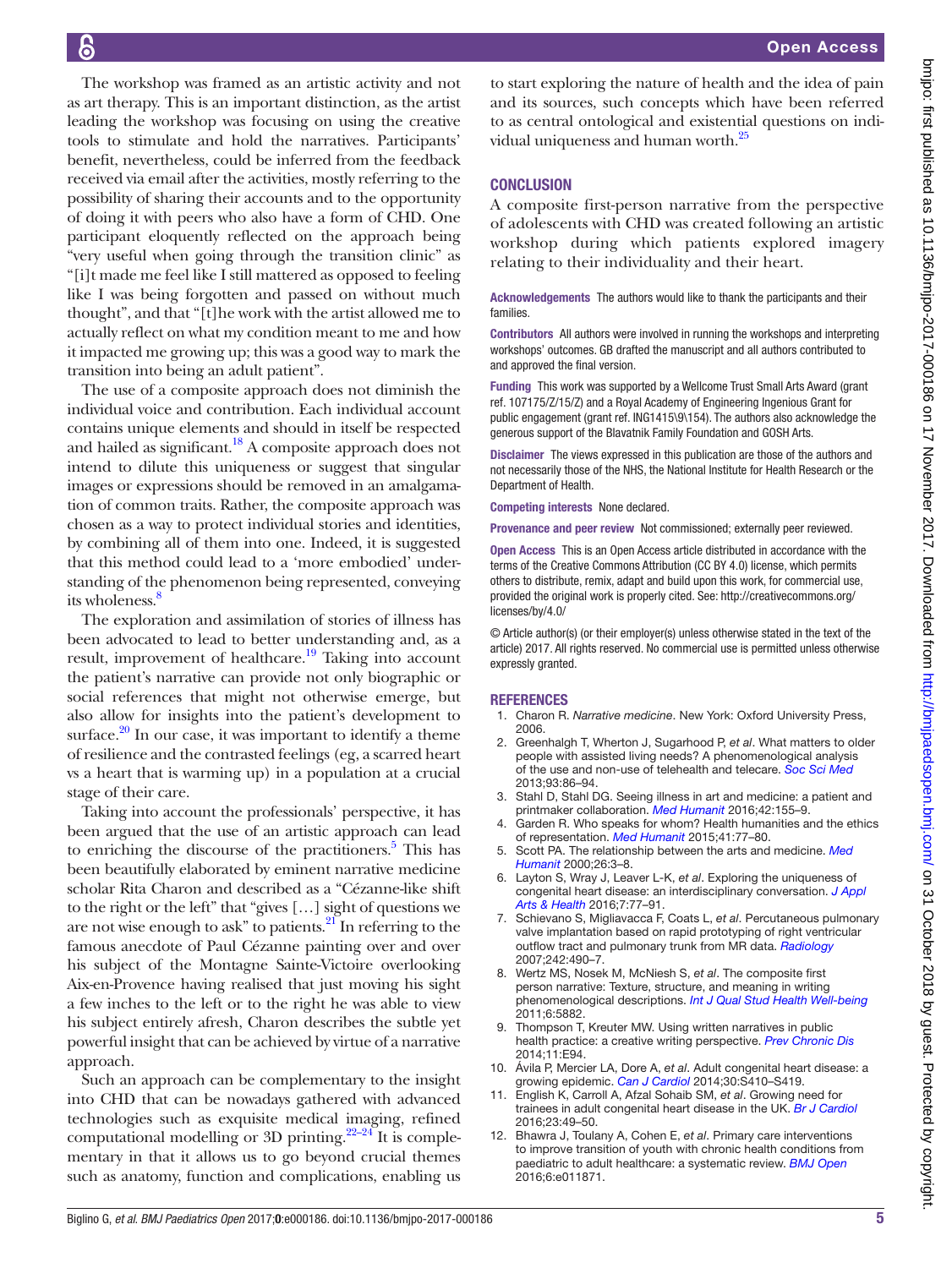The workshop was framed as an artistic activity and not as art therapy. This is an important distinction, as the artist leading the workshop was focusing on using the creative tools to stimulate and hold the narratives. Participants' benefit, nevertheless, could be inferred from the feedback received via email after the activities, mostly referring to the possibility of sharing their accounts and to the opportunity of doing it with peers who also have a form of CHD. One participant eloquently reflected on the approach being "very useful when going through the transition clinic" as "[i]t made me feel like I still mattered as opposed to feeling like I was being forgotten and passed on without much thought", and that "[t]he work with the artist allowed me to actually reflect on what my condition meant to me and how it impacted me growing up; this was a good way to mark the transition into being an adult patient".

The use of a composite approach does not diminish the individual voice and contribution. Each individual account contains unique elements and should in itself be respected and hailed as significant.[18] A composite approach does not intend to dilute this uniqueness or suggest that singular images or expressions should be removed in an amalgamation of common traits. Rather, the composite approach was chosen as a way to protect individual stories and identities, by combining all of them into one. Indeed, it is suggested that this method could lead to a 'more embodied' understanding of the phenomenon being represented, conveying its wholeness.[8]

The exploration and assimilation of stories of illness has been advocated to lead to better understanding and, as a result, improvement of healthcare.[19] Taking into account the patient's narrative can provide not only biographic or social references that might not otherwise emerge, but also allow for insights into the patient's development to surface.[20] In our case, it was important to identify a theme of resilience and the contrasted feelings (eg, a scarred heart vs a heart that is warming up) in a population at a crucial stage of their care.

Taking into account the professionals' perspective, it has been argued that the use of an artistic approach can lead to enriching the discourse of the practitioners.[5] This has been beautifully elaborated by eminent narrative medicine scholar Rita Charon and described as a "Cézanne-like shift to the right or the left" that "gives […] sight of questions we are not wise enough to ask" to patients.[21] In referring to the famous anecdote of Paul Cézanne painting over and over his subject of the Montagne Sainte-Victoire overlooking Aix-en-Provence having realised that just moving his sight a few inches to the left or to the right he was able to view his subject entirely afresh, Charon describes the subtle yet powerful insight that can be achieved by virtue of a narrative approach.

Such an approach can be complementary to the insight into CHD that can be nowadays gathered with advanced technologies such as exquisite medical imaging, refined computational modelling or 3D printing.[22–24] It is complementary in that it allows us to go beyond crucial themes such as anatomy, function and complications, enabling us to start exploring the nature of health and the idea of pain and its sources, such concepts which have been referred to as central ontological and existential questions on individual uniqueness and human worth.[25]

## CONCLUSION

A composite first-person narrative from the perspective of adolescents with CHD was created following an artistic workshop during which patients explored imagery relating to their individuality and their heart.

**Acknowledgements** The authors would like to thank the participants and their families.

**Contributors** All authors were involved in running the workshops and interpreting workshops' outcomes. GB drafted the manuscript and all authors contributed to and approved the final version.

**Funding** This work was supported by a Wellcome Trust Small Arts Award (grant ref. 107175/Z/15/Z) and a Royal Academy of Engineering Ingenious Grant for public engagement (grant ref. ING1415\9\154). The authors also acknowledge the generous support of the Blavatnik Family Foundation and GOSH Arts.

**Disclaimer** The views expressed in this publication are those of the authors and not necessarily those of the NHS, the National Institute for Health Research or the Department of Health.

**Competing interests** None declared.

**Provenance and peer review** Not commissioned; externally peer reviewed.

**Open Access** This is an Open Access article distributed in accordance with the terms of the Creative Commons Attribution (CC BY 4.0) license, which permits others to distribute, remix, adapt and build upon this work, for commercial use, provided the original work is properly cited. See: http://creativecommons.org/licenses/by/4.0/

© Article author(s) (or their employer(s) unless otherwise stated in the text of the article) 2017. All rights reserved. No commercial use is permitted unless otherwise expressly granted.

## REFERENCES

1. Charon R. *Narrative medicine*. New York: Oxford University Press, 2006.
2. Greenhalgh T, Wherton J, Sugarhood P, *et al*. What matters to older people with assisted living needs? A phenomenological analysis of the use and non-use of telehealth and telecare. *Soc Sci Med* 2013;93:86–94.
3. Stahl D, Stahl DG. Seeing illness in art and medicine: a patient and printmaker collaboration. *Med Humanit* 2016;42:155–9.
4. Garden R. Who speaks for whom? Health humanities and the ethics of representation. *Med Humanit* 2015;41:77–80.
5. Scott PA. The relationship between the arts and medicine. *Med Humanit* 2000;26:3–8.
6. Layton S, Wray J, Leaver L-K, *et al*. Exploring the uniqueness of congenital heart disease: an interdisciplinary conversation. *J Appl Arts & Health* 2016;7:77–91.
7. Schievano S, Migliavacca F, Coats L, *et al*. Percutaneous pulmonary valve implantation based on rapid prototyping of right ventricular outflow tract and pulmonary trunk from MR data. *Radiology* 2007;242:490–7.
8. Wertz MS, Nosek M, McNiesh S, *et al*. The composite first person narrative: Texture, structure, and meaning in writing phenomenological descriptions. *Int J Qual Stud Health Well-being* 2011;6:5882.
9. Thompson T, Kreuter MW. Using written narratives in public health practice: a creative writing perspective. *Prev Chronic Dis* 2014;11:E94.
10. Ávila P, Mercier LA, Dore A, *et al*. Adult congenital heart disease: a growing epidemic. *Can J Cardiol* 2014;30:S410–S419.
11. English K, Carroll A, Afzal Sohaib SM, *et al*. Growing need for trainees in adult congenital heart disease in the UK. *Br J Cardiol* 2016;23:49–50.
12. Bhawra J, Toulany A, Cohen E, *et al*. Primary care interventions to improve transition of youth with chronic health conditions from paediatric to adult healthcare: a systematic review. *BMJ Open* 2016;6:e011871.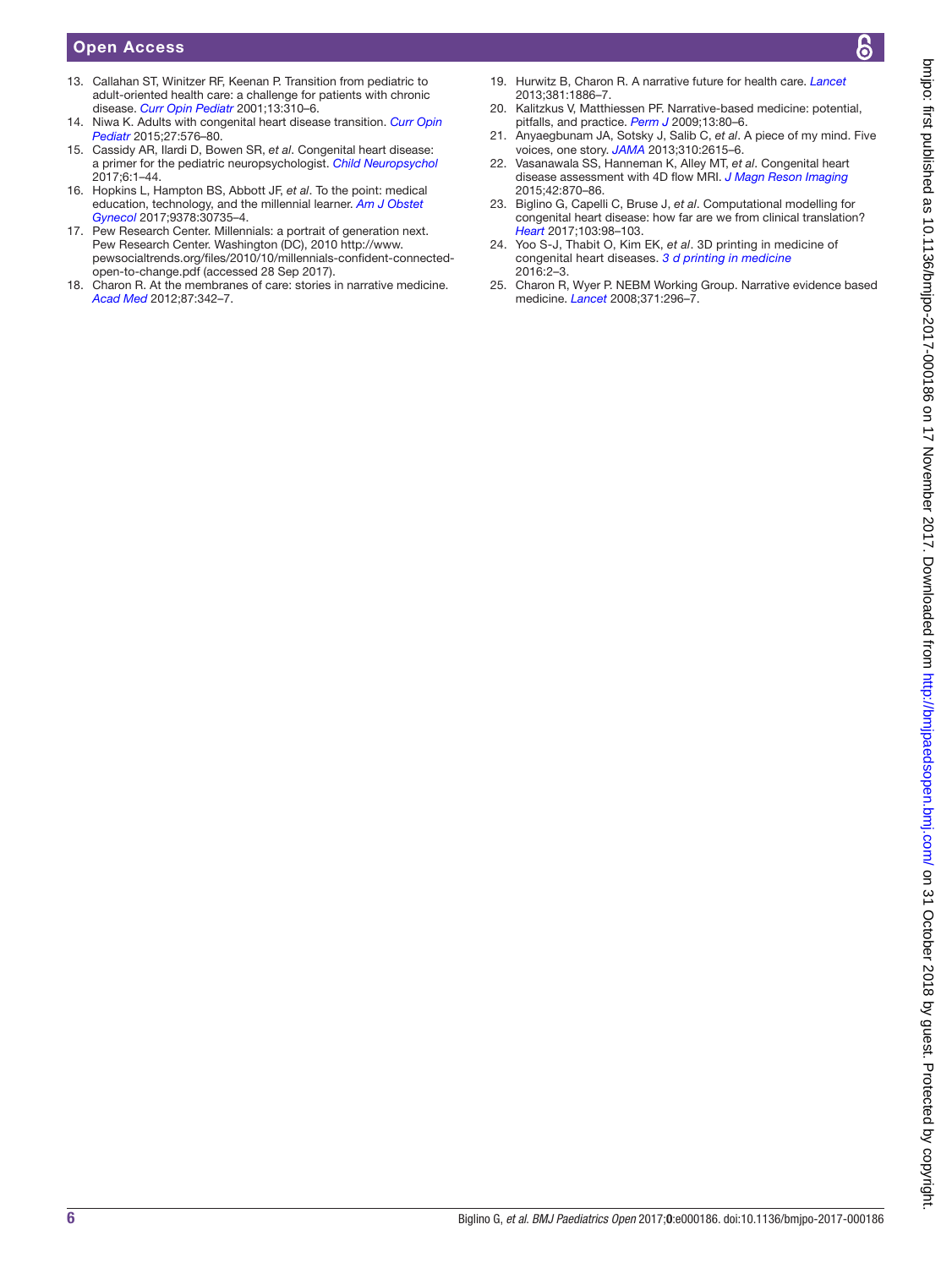13. Callahan ST, Winitzer RF, Keenan P. Transition from pediatric to adult-oriented health care: a challenge for patients with chronic disease. *Curr Opin Pediatr* 2001;13:310–6.
14. Niwa K. Adults with congenital heart disease transition. *Curr Opin Pediatr* 2015;27:576–80.
15. Cassidy AR, Ilardi D, Bowen SR, *et al*. Congenital heart disease: a primer for the pediatric neuropsychologist. *Child Neuropsychol* 2017;6:1–44.
16. Hopkins L, Hampton BS, Abbott JF, *et al*. To the point: medical education, technology, and the millennial learner. *Am J Obstet Gynecol* 2017;9378:30735–4.
17. Pew Research Center. Millennials: a portrait of generation next. Pew Research Center. Washington (DC), 2010 http://www.pewsocialtrends.org/files/2010/10/millennials-confident-connected-open-to-change.pdf (accessed 28 Sep 2017).
18. Charon R. At the membranes of care: stories in narrative medicine. *Acad Med* 2012;87:342–7.
19. Hurwitz B, Charon R. A narrative future for health care. *Lancet* 2013;381:1886–7.
20. Kalitzkus V, Matthiessen PF. Narrative-based medicine: potential, pitfalls, and practice. *Perm J* 2009;13:80–6.
21. Anyaegbunam JA, Sotsky J, Salib C, *et al*. A piece of my mind. Five voices, one story. *JAMA* 2013;310:2615–6.
22. Vasanawala SS, Hanneman K, Alley MT, *et al*. Congenital heart disease assessment with 4D flow MRI. *J Magn Reson Imaging* 2015;42:870–86.
23. Biglino G, Capelli C, Bruse J, *et al*. Computational modelling for congenital heart disease: how far are we from clinical translation? *Heart* 2017;103:98–103.
24. Yoo S-J, Thabit O, Kim EK, *et al*. 3D printing in medicine of congenital heart diseases. *3 d printing in medicine* 2016:2–3.
25. Charon R, Wyer P. NEBM Working Group. Narrative evidence based medicine. *Lancet* 2008;371:296–7.